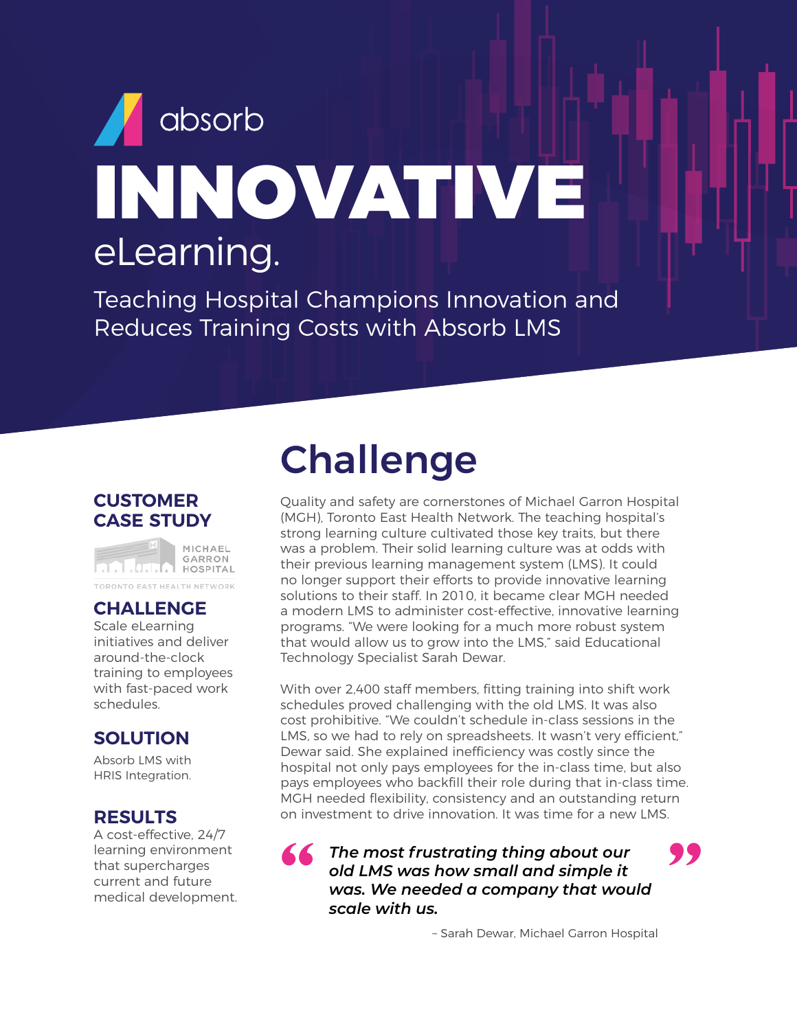absorb

# INNOVATIVE eLearning.

Teaching Hospital Champions Innovation and Reduces Training Costs with Absorb LMS

**CUSTOMER CASE STUDY**

MICHAEL GARRON HOSPITAL

TORONTO EAST HEALTH NETWORK

**CHALLENGE**

Scale eLearning initiatives and deliver around-the-clock training to employees with fast-paced work schedules.

**SOLUTION**

Absorb LMS with HRIS Integration.

**RESULTS**

A cost-effective, 24/7 learning environment that supercharges current and future medical development.

## Challenge

Quality and safety are cornerstones of Michael Garron Hospital (MGH), Toronto East Health Network. The teaching hospital's strong learning culture cultivated those key traits, but there was a problem. Their solid learning culture was at odds with their previous learning management system (LMS). It could no longer support their efforts to provide innovative learning solutions to their staff. In 2010, it became clear MGH needed a modern LMS to administer cost-effective, innovative learning programs. "We were looking for a much more robust system that would allow us to grow into the LMS," said Educational Technology Specialist Sarah Dewar.

With over 2,400 staff members, fitting training into shift work schedules proved challenging with the old LMS. It was also cost prohibitive. "We couldn't schedule in-class sessions in the LMS, so we had to rely on spreadsheets. It wasn't very efficient," Dewar said. She explained inefficiency was costly since the hospital not only pays employees for the in-class time, but also pays employees who backfill their role during that in-class time. MGH needed flexibility, consistency and an outstanding return on investment to drive innovation. It was time for a new LMS.

> ***The most frustrating thing about our old LMS was how small and simple it was. We needed a company that would scale with us.***
>
> – Sarah Dewar, Michael Garron Hospital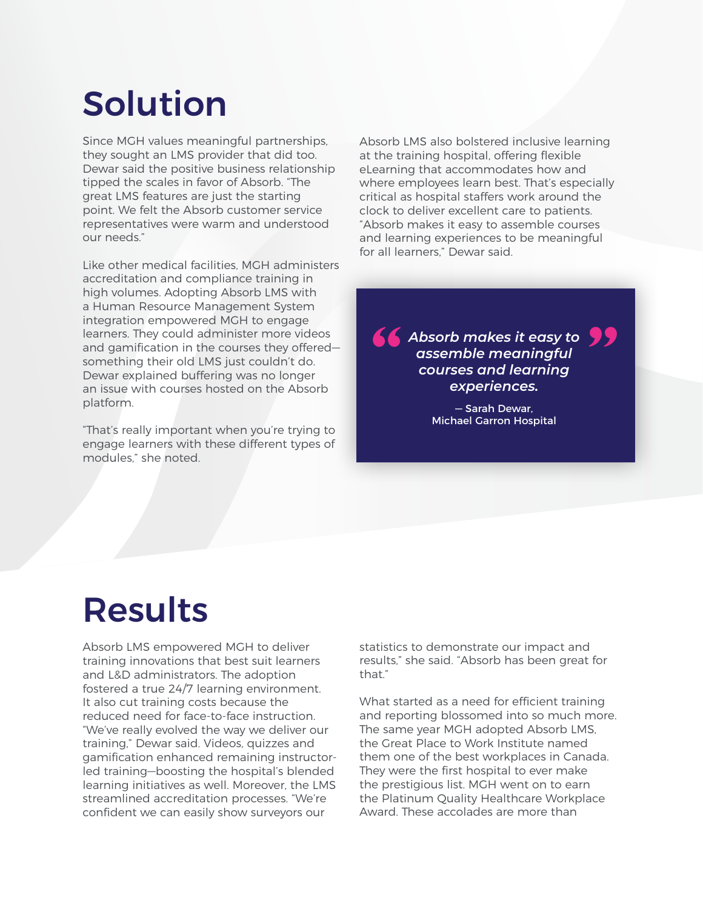# Solution

Since MGH values meaningful partnerships, they sought an LMS provider that did too. Dewar said the positive business relationship tipped the scales in favor of Absorb. "The great LMS features are just the starting point. We felt the Absorb customer service representatives were warm and understood our needs."

Like other medical facilities, MGH administers accreditation and compliance training in high volumes. Adopting Absorb LMS with a Human Resource Management System integration empowered MGH to engage learners. They could administer more videos and gamification in the courses they offered—something their old LMS just couldn't do. Dewar explained buffering was no longer an issue with courses hosted on the Absorb platform.

"That's really important when you're trying to engage learners with these different types of modules," she noted.

Absorb LMS also bolstered inclusive learning at the training hospital, offering flexible eLearning that accommodates how and where employees learn best. That's especially critical as hospital staffers work around the clock to deliver excellent care to patients. "Absorb makes it easy to assemble courses and learning experiences to be meaningful for all learners," Dewar said.

> ***"Absorb makes it easy to assemble meaningful courses and learning experiences."***
>
> **— Sarah Dewar, Michael Garron Hospital**

# Results

Absorb LMS empowered MGH to deliver training innovations that best suit learners and L&D administrators. The adoption fostered a true 24/7 learning environment. It also cut training costs because the reduced need for face-to-face instruction. "We've really evolved the way we deliver our training," Dewar said. Videos, quizzes and gamification enhanced remaining instructor-led training—boosting the hospital's blended learning initiatives as well. Moreover, the LMS streamlined accreditation processes. "We're confident we can easily show surveyors our statistics to demonstrate our impact and results," she said. "Absorb has been great for that."

What started as a need for efficient training and reporting blossomed into so much more. The same year MGH adopted Absorb LMS, the Great Place to Work Institute named them one of the best workplaces in Canada. They were the first hospital to ever make the prestigious list. MGH went on to earn the Platinum Quality Healthcare Workplace Award. These accolades are more than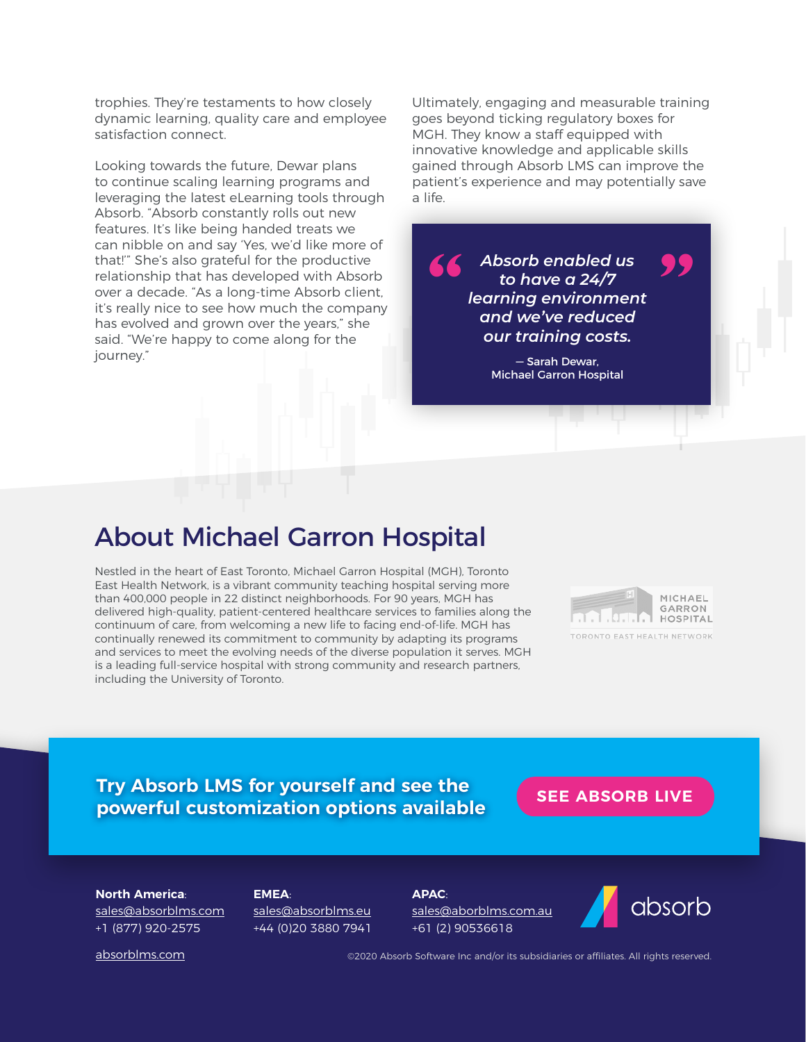trophies. They're testaments to how closely dynamic learning, quality care and employee satisfaction connect.

Looking towards the future, Dewar plans to continue scaling learning programs and leveraging the latest eLearning tools through Absorb. "Absorb constantly rolls out new features. It's like being handed treats we can nibble on and say 'Yes, we'd like more of that!'" She's also grateful for the productive relationship that has developed with Absorb over a decade. "As a long-time Absorb client, it's really nice to see how much the company has evolved and grown over the years," she said. "We're happy to come along for the journey."

Ultimately, engaging and measurable training goes beyond ticking regulatory boxes for MGH. They know a staff equipped with innovative knowledge and applicable skills gained through Absorb LMS can improve the patient's experience and may potentially save a life.

> *"Absorb enabled us to have a 24/7 learning environment and we've reduced our training costs."*
>
> — Sarah Dewar, Michael Garron Hospital

## About Michael Garron Hospital

Nestled in the heart of East Toronto, Michael Garron Hospital (MGH), Toronto East Health Network, is a vibrant community teaching hospital serving more than 400,000 people in 22 distinct neighborhoods. For 90 years, MGH has delivered high-quality, patient-centered healthcare services to families along the continuum of care, from welcoming a new life to facing end-of-life. MGH has continually renewed its commitment to community by adapting its programs and services to meet the evolving needs of the diverse population it serves. MGH is a leading full-service hospital with strong community and research partners, including the University of Toronto.

MICHAEL GARRON HOSPITAL
TORONTO EAST HEALTH NETWORK

**Try Absorb LMS for yourself and see the powerful customization options available**

**SEE ABSORB LIVE**

**North America**:
sales@absorblms.com
+1 (877) 920-2575

**EMEA**:
sales@absorblms.eu
+44 (0)20 3880 7941

**APAC**:
sales@aborblms.com.au
+61 (2) 90536618

absorb

absorblms.com

©2020 Absorb Software Inc and/or its subsidiaries or affiliates. All rights reserved.